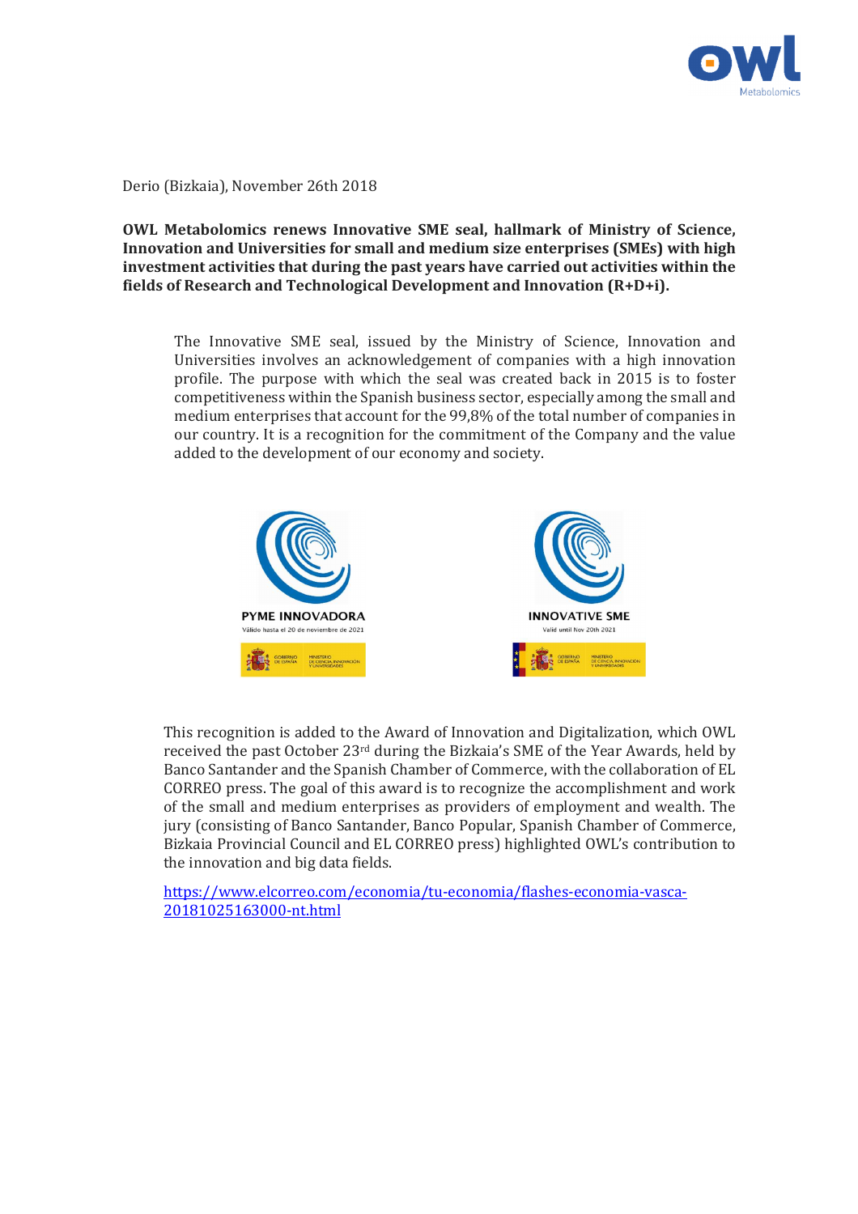Derio (Bizkaia), November 26th 2018

**OWL Metabolomics renews Innovative SME seal, hallmark of Ministry of Science, Innovation and Universities for small and medium size enterprises (SMEs) with high investment activities that during the past years have carried out activities within the fields of Research and Technological Development and Innovation (R+D+i).**

The Innovative SME seal, issued by the Ministry of Science, Innovation and Universities involves an acknowledgement of companies with a high innovation profile. The purpose with which the seal was created back in 2015 is to foster competitiveness within the Spanish business sector, especially among the small and medium enterprises that account for the 99,8% of the total number of companies in our country. It is a recognition for the commitment of the Company and the value added to the development of our economy and society.

PYME INNOVADORA
Válido hasta el 20 de noviembre de 2021

INNOVATIVE SME
Valid until Nov 20th 2021

This recognition is added to the Award of Innovation and Digitalization, which OWL received the past October 23rd during the Bizkaia's SME of the Year Awards, held by Banco Santander and the Spanish Chamber of Commerce, with the collaboration of EL CORREO press. The goal of this award is to recognize the accomplishment and work of the small and medium enterprises as providers of employment and wealth. The jury (consisting of Banco Santander, Banco Popular, Spanish Chamber of Commerce, Bizkaia Provincial Council and EL CORREO press) highlighted OWL's contribution to the innovation and big data fields.

https://www.elcorreo.com/economia/tu-economia/flashes-economia-vasca-20181025163000-nt.html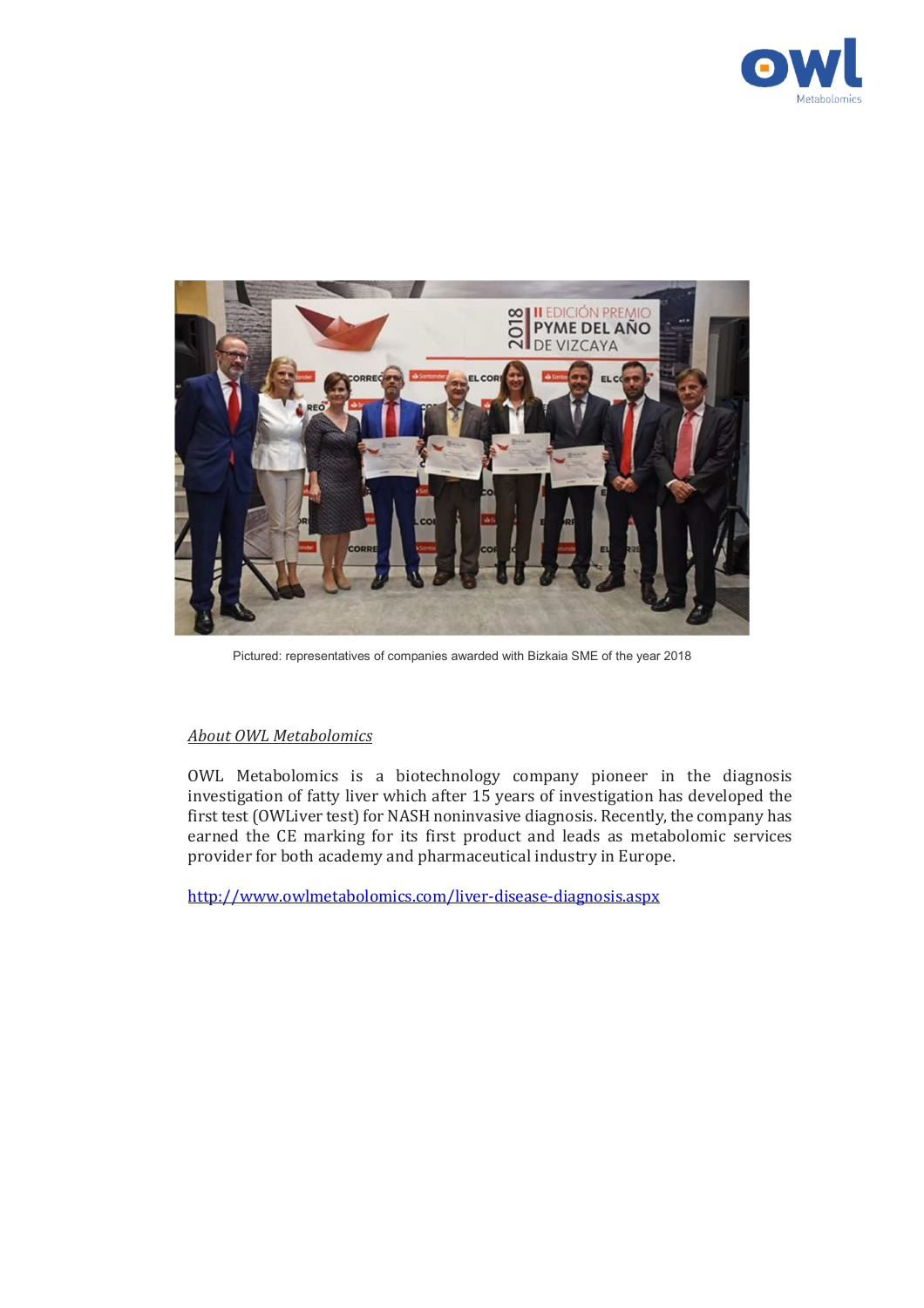Pictured: representatives of companies awarded with Bizkaia SME of the year 2018

*About OWL Metabolomics*

OWL Metabolomics is a biotechnology company pioneer in the diagnosis investigation of fatty liver which after 15 years of investigation has developed the first test (OWLiver test) for NASH noninvasive diagnosis. Recently, the company has earned the CE marking for its first product and leads as metabolomic services provider for both academy and pharmaceutical industry in Europe.

http://www.owlmetabolomics.com/liver-disease-diagnosis.aspx